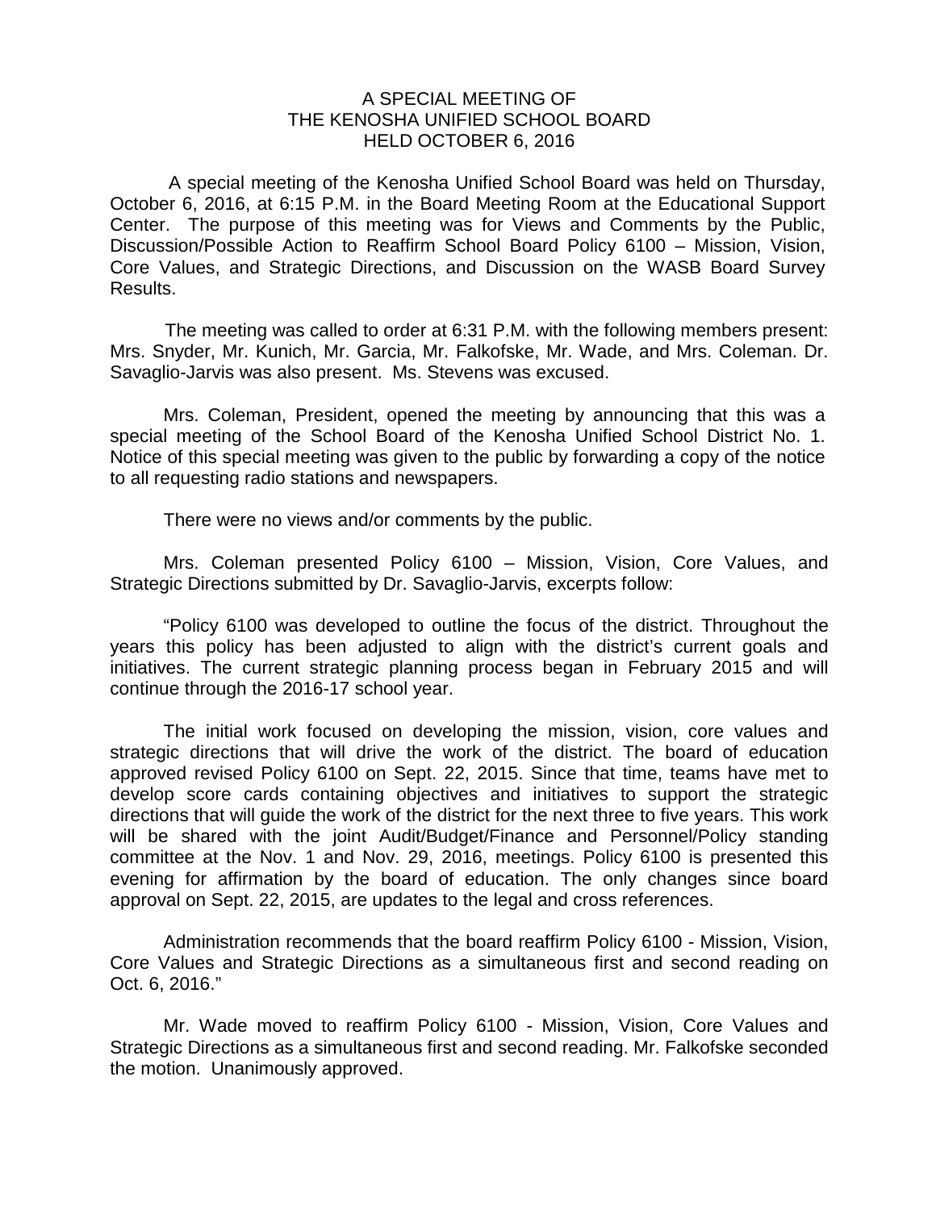# A SPECIAL MEETING OF THE KENOSHA UNIFIED SCHOOL BOARD HELD OCTOBER 6, 2016

A special meeting of the Kenosha Unified School Board was held on Thursday, October 6, 2016, at 6:15 P.M. in the Board Meeting Room at the Educational Support Center. The purpose of this meeting was for Views and Comments by the Public, Discussion/Possible Action to Reaffirm School Board Policy 6100 – Mission, Vision, Core Values, and Strategic Directions, and Discussion on the WASB Board Survey Results.

The meeting was called to order at 6:31 P.M. with the following members present: Mrs. Snyder, Mr. Kunich, Mr. Garcia, Mr. Falkofske, Mr. Wade, and Mrs. Coleman. Dr. Savaglio-Jarvis was also present. Ms. Stevens was excused.

Mrs. Coleman, President, opened the meeting by announcing that this was a special meeting of the School Board of the Kenosha Unified School District No. 1. Notice of this special meeting was given to the public by forwarding a copy of the notice to all requesting radio stations and newspapers.

There were no views and/or comments by the public.

Mrs. Coleman presented Policy 6100 – Mission, Vision, Core Values, and Strategic Directions submitted by Dr. Savaglio-Jarvis, excerpts follow:

"Policy 6100 was developed to outline the focus of the district. Throughout the years this policy has been adjusted to align with the district's current goals and initiatives. The current strategic planning process began in February 2015 and will continue through the 2016-17 school year.

The initial work focused on developing the mission, vision, core values and strategic directions that will drive the work of the district. The board of education approved revised Policy 6100 on Sept. 22, 2015. Since that time, teams have met to develop score cards containing objectives and initiatives to support the strategic directions that will guide the work of the district for the next three to five years. This work will be shared with the joint Audit/Budget/Finance and Personnel/Policy standing committee at the Nov. 1 and Nov. 29, 2016, meetings. Policy 6100 is presented this evening for affirmation by the board of education. The only changes since board approval on Sept. 22, 2015, are updates to the legal and cross references.

Administration recommends that the board reaffirm Policy 6100 - Mission, Vision, Core Values and Strategic Directions as a simultaneous first and second reading on Oct. 6, 2016."

Mr. Wade moved to reaffirm Policy 6100 - Mission, Vision, Core Values and Strategic Directions as a simultaneous first and second reading. Mr. Falkofske seconded the motion. Unanimously approved.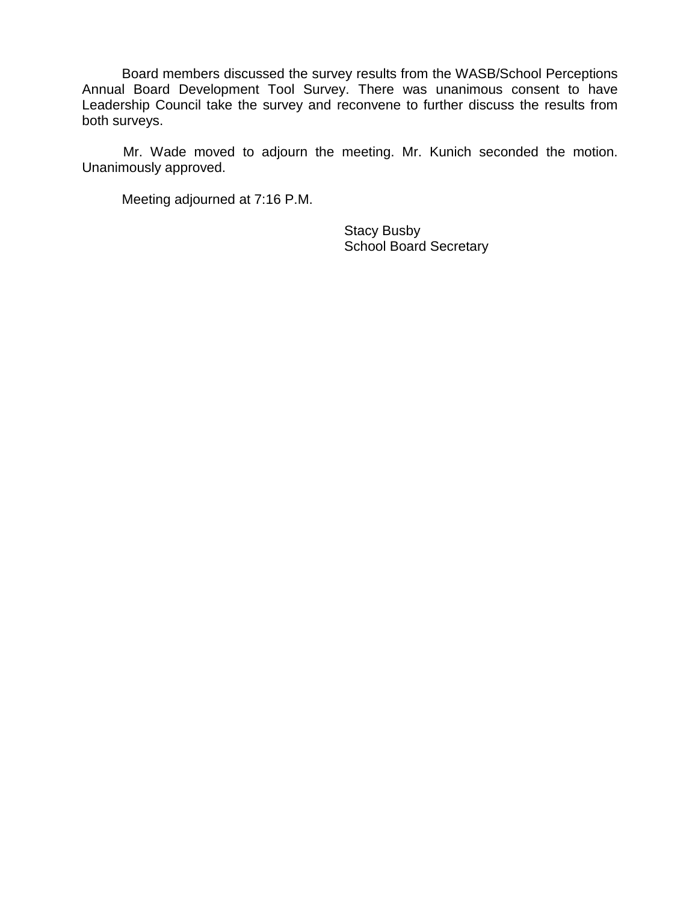Board members discussed the survey results from the WASB/School Perceptions Annual Board Development Tool Survey. There was unanimous consent to have Leadership Council take the survey and reconvene to further discuss the results from both surveys.

Mr. Wade moved to adjourn the meeting. Mr. Kunich seconded the motion. Unanimously approved.

Meeting adjourned at 7:16 P.M.

Stacy Busby
School Board Secretary